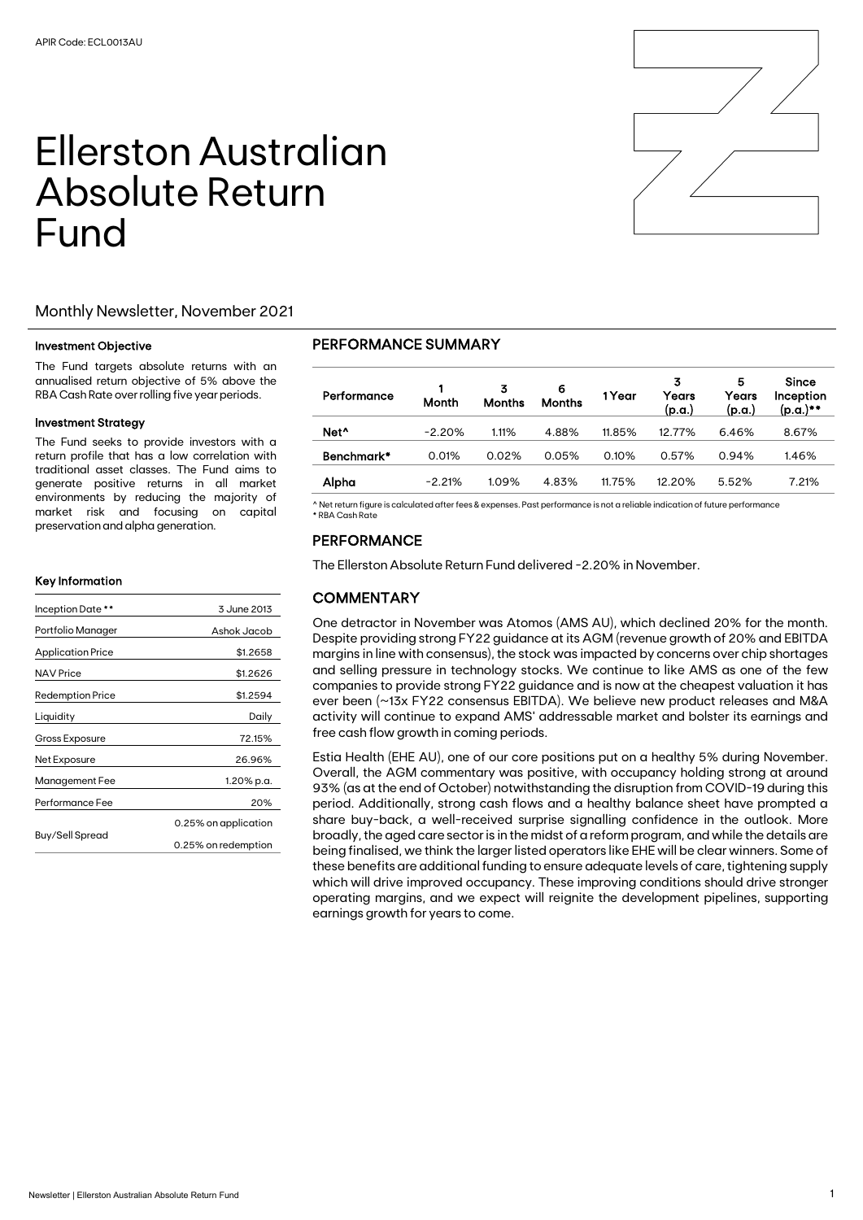APIR Code: ECL0013AU

# Ellerston Australian Absolute Return Fund

Monthly Newsletter, November 2021

### Investment Objective

The Fund targets absolute returns with an annualised return objective of 5% above the RBA Cash Rate over rolling five year periods.

### Investment Strategy

The Fund seeks to provide investors with a return profile that has a low correlation with traditional asset classes. The Fund aims to generate positive returns in all market environments by reducing the majority of market risk and focusing on capital preservation and alpha generation.

### Key Information

| | |
|---|---|
| Inception Date ** | 3 June 2013 |
| Portfolio Manager | Ashok Jacob |
| Application Price | $1.2658 |
| NAV Price | $1.2626 |
| Redemption Price | $1.2594 |
| Liquidity | Daily |
| Gross Exposure | 72.15% |
| Net Exposure | 26.96% |
| Management Fee | 1.20% p.a. |
| Performance Fee | 20% |
| Buy/Sell Spread | 0.25% on application<br>0.25% on redemption |

## PERFORMANCE SUMMARY

| Performance | 1 Month | 3 Months | 6 Months | 1 Year | 3 Years (p.a.) | 5 Years (p.a.) | Since Inception (p.a.)** |
|---|---|---|---|---|---|---|---|
| Net^ | -2.20% | 1.11% | 4.88% | 11.85% | 12.77% | 6.46% | 8.67% |
| Benchmark* | 0.01% | 0.02% | 0.05% | 0.10% | 0.57% | 0.94% | 1.46% |
| Alpha | -2.21% | 1.09% | 4.83% | 11.75% | 12.20% | 5.52% | 7.21% |

^ Net return figure is calculated after fees & expenses. Past performance is not a reliable indication of future performance
* RBA Cash Rate

## PERFORMANCE

The Ellerston Absolute Return Fund delivered -2.20% in November.

## COMMENTARY

One detractor in November was Atomos (AMS AU), which declined 20% for the month. Despite providing strong FY22 guidance at its AGM (revenue growth of 20% and EBITDA margins in line with consensus), the stock was impacted by concerns over chip shortages and selling pressure in technology stocks. We continue to like AMS as one of the few companies to provide strong FY22 guidance and is now at the cheapest valuation it has ever been (~13x FY22 consensus EBITDA). We believe new product releases and M&A activity will continue to expand AMS' addressable market and bolster its earnings and free cash flow growth in coming periods.

Estia Health (EHE AU), one of our core positions put on a healthy 5% during November. Overall, the AGM commentary was positive, with occupancy holding strong at around 93% (as at the end of October) notwithstanding the disruption from COVID-19 during this period. Additionally, strong cash flows and a healthy balance sheet have prompted a share buy-back, a well-received surprise signalling confidence in the outlook. More broadly, the aged care sector is in the midst of a reform program, and while the details are being finalised, we think the larger listed operators like EHE will be clear winners. Some of these benefits are additional funding to ensure adequate levels of care, tightening supply which will drive improved occupancy. These improving conditions should drive stronger operating margins, and we expect will reignite the development pipelines, supporting earnings growth for years to come.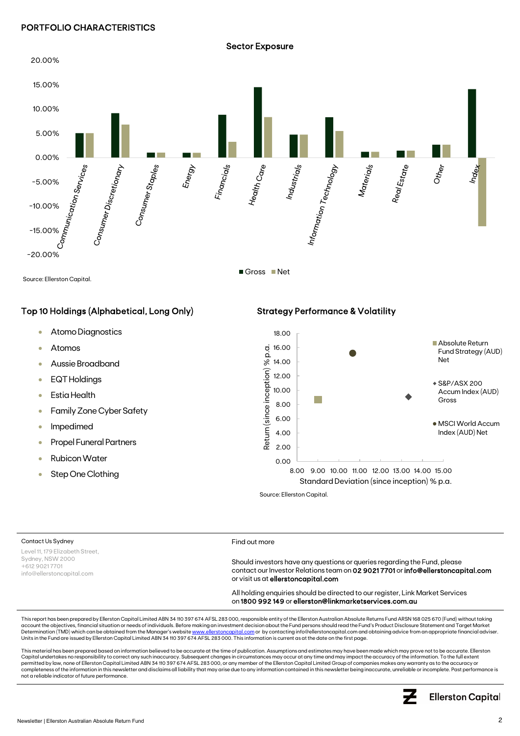## PORTFOLIO CHARACTERISTICS

### Sector Exposure

20.00%
15.00%
10.00%
5.00%
0.00%
-5.00%
-10.00%
-15.00%
-20.00%

Communication Services
Consumer Discretionary
Consumer Staples
Energy
Financials
Health Care
Industrials
Information Technology
Materials
Real Estate
Other
Index

Gross Net

Source: Ellerston Capital.

### Top 10 Holdings (Alphabetical, Long Only)

- Atomo Diagnostics
- Atomos
- Aussie Broadband
- EQT Holdings
- Estia Health
- Family Zone Cyber Safety
- Impedimed
- Propel Funeral Partners
- Rubicon Water
- Step One Clothing

### Strategy Performance & Volatility

Return (since inception) % p.a.

18.00
16.00
14.00
12.00
10.00
8.00
6.00
4.00
2.00
0.00

8.00 9.00 10.00 11.00 12.00 13.00 14.00 15.00

Standard Deviation (since inception) % p.a.

Absolute Return Fund Strategy (AUD) Net

S&P/ASX 200 Accum Index (AUD) Gross

MSCI World Accum Index (AUD) Net

Source: Ellerston Capital.

Contact Us Sydney

Level 11, 179 Elizabeth Street,
Sydney, NSW 2000
+612 9021 7701
info@ellerstoncapital.com

Find out more

Should investors have any questions or queries regarding the Fund, please contact our Investor Relations team on **02 9021 7701** or **info@ellerstoncapital.com** or visit us at **ellerstoncapital.com**

All holding enquiries should be directed to our register, Link Market Services on **1800 992 149** or **ellerston@linkmarketservices.com.au**

This report has been prepared by Ellerston Capital Limited ABN 34 110 397 674 AFSL 283 000, responsible entity of the Ellerston Australian Absolute Returns Fund ARSN 168 025 670 (Fund) without taking account the objectives, financial situation or needs of individuals. Before making an investment decision about the Fund persons should read the Fund's Product Disclosure Statement and Target Market Determination (TMD) which can be obtained from the Manager's website www.ellerstoncapital.com or by contacting info@ellerstoncapital.com and obtaining advice from an appropriate financial adviser. Units in the Fund are issued by Ellerston Capital Limited ABN 34 110 397 674 AFSL 283 000. This information is current as at the date on the first page.

This material has been prepared based on information believed to be accurate at the time of publication. Assumptions and estimates may have been made which may prove not to be accurate. Ellerston Capital undertakes no responsibility to correct any such inaccuracy. Subsequent changes in circumstances may occur at any time and may impact the accuracy of the information. To the full extent permitted by law, none of Ellerston Capital Limited ABN 34 110 397 674 AFSL 283 000, or any member of the Ellerston Capital Limited Group of companies makes any warranty as to the accuracy or completeness of the information in this newsletter and disclaims all liability that may arise due to any information contained in this newsletter being inaccurate, unreliable or incomplete. Past performance is not a reliable indicator of future performance.

Ellerston Capital